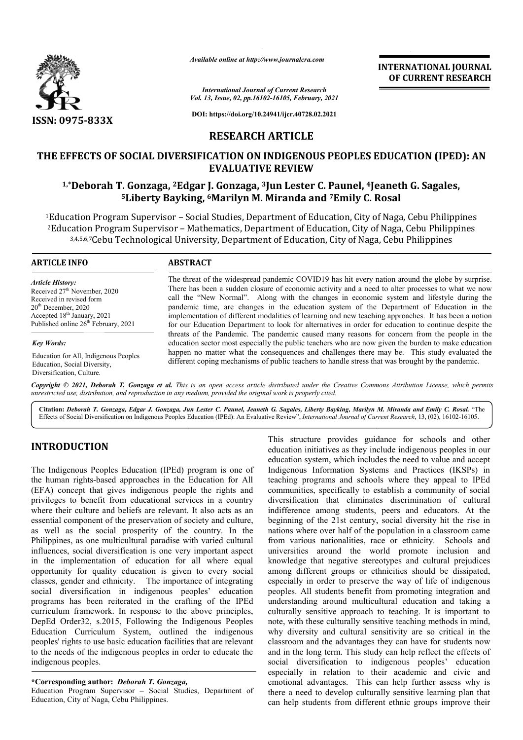*Available online at http://www.journalcra.com*

**INTERNATIONAL JOURNAL OF CURRENT RESEARCH**

*International Journal of Current Research*
*Vol. 13, Issue, 02, pp.16102-16105, February, 2021*

**DOI: https://doi.org/10.24941/ijcr.40728.02.2021**

**ISSN: 0975-833X**

**RESEARCH ARTICLE**

# THE EFFECTS OF SOCIAL DIVERSIFICATION ON INDIGENOUS PEOPLES EDUCATION (IPED): AN EVALUATIVE REVIEW

**[1,*]Deborah T. Gonzaga, [2]Edgar J. Gonzaga, [3]Jun Lester C. Paunel, [4]Jeaneth G. Sagales, [5]Liberty Bayking, [6]Marilyn M. Miranda and [7]Emily C. Rosal**

[1]Education Program Supervisor – Social Studies, Department of Education, City of Naga, Cebu Philippines
[2]Education Program Supervisor – Mathematics, Department of Education, City of Naga, Cebu Philippines
[3,4,5,6,7]Cebu Technological University, Department of Education, City of Naga, Cebu Philippines

**ARTICLE INFO**

*Article History:*
Received 27th November, 2020
Received in revised form
20th December, 2020
Accepted 18th January, 2021
Published online 26th February, 2021

*Key Words:*
Education for All, Indigenous Peoples Education, Social Diversity, Diversification, Culture.

**ABSTRACT**

The threat of the widespread pandemic COVID19 has hit every nation around the globe by surprise. There has been a sudden closure of economic activity and a need to alter processes to what we now call the "New Normal". Along with the changes in economic system and lifestyle during the pandemic time, are changes in the education system of the Department of Education in the implementation of different modalities of learning and new teaching approaches. It has been a notion for our Education Department to look for alternatives in order for education to continue despite the threats of the Pandemic. The pandemic caused many reasons for concern from the people in the education sector most especially the public teachers who are now given the burden to make education happen no matter what the consequences and challenges there may be. This study evaluated the different coping mechanisms of public teachers to handle stress that was brought by the pandemic.

*Copyright © 2021, Deborah T. Gonzaga et al. This is an open access article distributed under the Creative Commons Attribution License, which permits unrestricted use, distribution, and reproduction in any medium, provided the original work is properly cited.*

**Citation:** *Deborah T. Gonzaga, Edgar J. Gonzaga, Jun Lester C. Paunel, Jeaneth G. Sagales, Liberty Bayking, Marilyn M. Miranda and Emily C. Rosal.* "The Effects of Social Diversification on Indigenous Peoples Education (IPEd): An Evaluative Review", *International Journal of Current Research*, 13, (02), 16102-16105.

## INTRODUCTION

The Indigenous Peoples Education (IPEd) program is one of the human rights-based approaches in the Education for All (EFA) concept that gives indigenous people the rights and privileges to benefit from educational services in a country where their culture and beliefs are relevant. It also acts as an essential component of the preservation of society and culture, as well as the social prosperity of the country. In the Philippines, as one multicultural paradise with varied cultural influences, social diversification is one very important aspect in the implementation of education for all where equal opportunity for quality education is given to every social classes, gender and ethnicity. The importance of integrating social diversification in indigenous peoples' education programs has been reiterated in the crafting of the IPEd curriculum framework. In response to the above principles, DepEd Order32, s.2015, Following the Indigenous Peoples Education Curriculum System, outlined the indigenous peoples' rights to use basic education facilities that are relevant to the needs of the indigenous peoples in order to educate the indigenous peoples.

**\*Corresponding author:** *Deborah T. Gonzaga,*
Education Program Supervisor – Social Studies, Department of Education, City of Naga, Cebu Philippines.

This structure provides guidance for schools and other education initiatives as they include indigenous peoples in our education system, which includes the need to value and accept Indigenous Information Systems and Practices (IKSPs) in teaching programs and schools where they appeal to IPEd communities, specifically to establish a community of social diversification that eliminates discrimination of cultural indifference among students, peers and educators. At the beginning of the 21st century, social diversity hit the rise in nations where over half of the population in a classroom came from various nationalities, race or ethnicity. Schools and universities around the world promote inclusion and knowledge that negative stereotypes and cultural prejudices among different groups or ethnicities should be dissipated, especially in order to preserve the way of life of indigenous peoples. All students benefit from promoting integration and understanding around multicultural education and taking a culturally sensitive approach to teaching. It is important to note, with these culturally sensitive teaching methods in mind, why diversity and cultural sensitivity are so critical in the classroom and the advantages they can have for students now and in the long term. This study can help reflect the effects of social diversification to indigenous peoples' education especially in relation to their academic and civic and emotional advantages. This can help further assess why is there a need to develop culturally sensitive learning plan that can help students from different ethnic groups improve their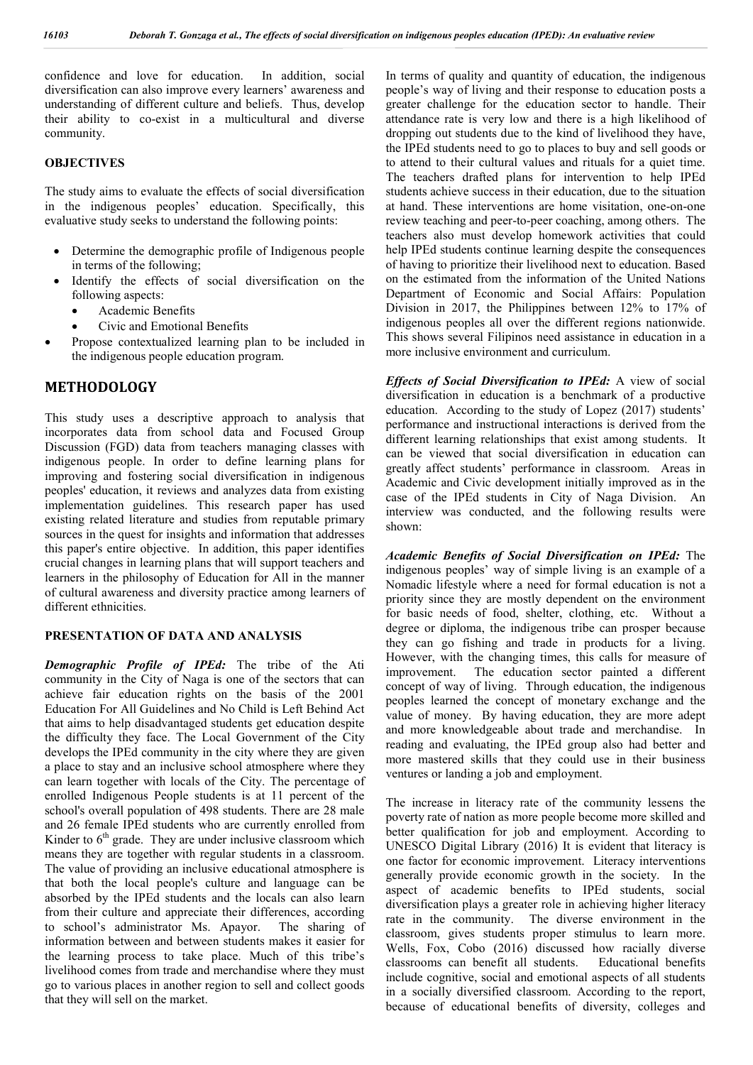confidence and love for education. In addition, social diversification can also improve every learners' awareness and understanding of different culture and beliefs. Thus, develop their ability to co-exist in a multicultural and diverse community.

## OBJECTIVES

The study aims to evaluate the effects of social diversification in the indigenous peoples' education. Specifically, this evaluative study seeks to understand the following points:

- Determine the demographic profile of Indigenous people in terms of the following;
- Identify the effects of social diversification on the following aspects:
    - Academic Benefits
    - Civic and Emotional Benefits
- Propose contextualized learning plan to be included in the indigenous people education program.

# METHODOLOGY

This study uses a descriptive approach to analysis that incorporates data from school data and Focused Group Discussion (FGD) data from teachers managing classes with indigenous people. In order to define learning plans for improving and fostering social diversification in indigenous peoples' education, it reviews and analyzes data from existing implementation guidelines. This research paper has used existing related literature and studies from reputable primary sources in the quest for insights and information that addresses this paper's entire objective. In addition, this paper identifies crucial changes in learning plans that will support teachers and learners in the philosophy of Education for All in the manner of cultural awareness and diversity practice among learners of different ethnicities.

## PRESENTATION OF DATA AND ANALYSIS

***Demographic Profile of IPEd:*** The tribe of the Ati community in the City of Naga is one of the sectors that can achieve fair education rights on the basis of the 2001 Education For All Guidelines and No Child is Left Behind Act that aims to help disadvantaged students get education despite the difficulty they face. The Local Government of the City develops the IPEd community in the city where they are given a place to stay and an inclusive school atmosphere where they can learn together with locals of the City. The percentage of enrolled Indigenous People students is at 11 percent of the school's overall population of 498 students. There are 28 male and 26 female IPEd students who are currently enrolled from Kinder to 6th grade. They are under inclusive classroom which means they are together with regular students in a classroom. The value of providing an inclusive educational atmosphere is that both the local people's culture and language can be absorbed by the IPEd students and the locals can also learn from their culture and appreciate their differences, according to school's administrator Ms. Apayor. The sharing of information between and between students makes it easier for the learning process to take place. Much of this tribe's livelihood comes from trade and merchandise where they must go to various places in another region to sell and collect goods that they will sell on the market.

In terms of quality and quantity of education, the indigenous people's way of living and their response to education posts a greater challenge for the education sector to handle. Their attendance rate is very low and there is a high likelihood of dropping out students due to the kind of livelihood they have, the IPEd students need to go to places to buy and sell goods or to attend to their cultural values and rituals for a quiet time. The teachers drafted plans for intervention to help IPEd students achieve success in their education, due to the situation at hand. These interventions are home visitation, one-on-one review teaching and peer-to-peer coaching, among others. The teachers also must develop homework activities that could help IPEd students continue learning despite the consequences of having to prioritize their livelihood next to education. Based on the estimated from the information of the United Nations Department of Economic and Social Affairs: Population Division in 2017, the Philippines between 12% to 17% of indigenous peoples all over the different regions nationwide. This shows several Filipinos need assistance in education in a more inclusive environment and curriculum.

***Effects of Social Diversification to IPEd:*** A view of social diversification in education is a benchmark of a productive education. According to the study of Lopez (2017) students' performance and instructional interactions is derived from the different learning relationships that exist among students. It can be viewed that social diversification in education can greatly affect students' performance in classroom. Areas in Academic and Civic development initially improved as in the case of the IPEd students in City of Naga Division. An interview was conducted, and the following results were shown:

***Academic Benefits of Social Diversification on IPEd:*** The indigenous peoples' way of simple living is an example of a Nomadic lifestyle where a need for formal education is not a priority since they are mostly dependent on the environment for basic needs of food, shelter, clothing, etc. Without a degree or diploma, the indigenous tribe can prosper because they can go fishing and trade in products for a living. However, with the changing times, this calls for measure of improvement. The education sector painted a different concept of way of living. Through education, the indigenous peoples learned the concept of monetary exchange and the value of money. By having education, they are more adept and more knowledgeable about trade and merchandise. In reading and evaluating, the IPEd group also had better and more mastered skills that they could use in their business ventures or landing a job and employment.

The increase in literacy rate of the community lessens the poverty rate of nation as more people become more skilled and better qualification for job and employment. According to UNESCO Digital Library (2016) It is evident that literacy is one factor for economic improvement. Literacy interventions generally provide economic growth in the society. In the aspect of academic benefits to IPEd students, social diversification plays a greater role in achieving higher literacy rate in the community. The diverse environment in the classroom, gives students proper stimulus to learn more. Wells, Fox, Cobo (2016) discussed how racially diverse classrooms can benefit all students. Educational benefits include cognitive, social and emotional aspects of all students in a socially diversified classroom. According to the report, because of educational benefits of diversity, colleges and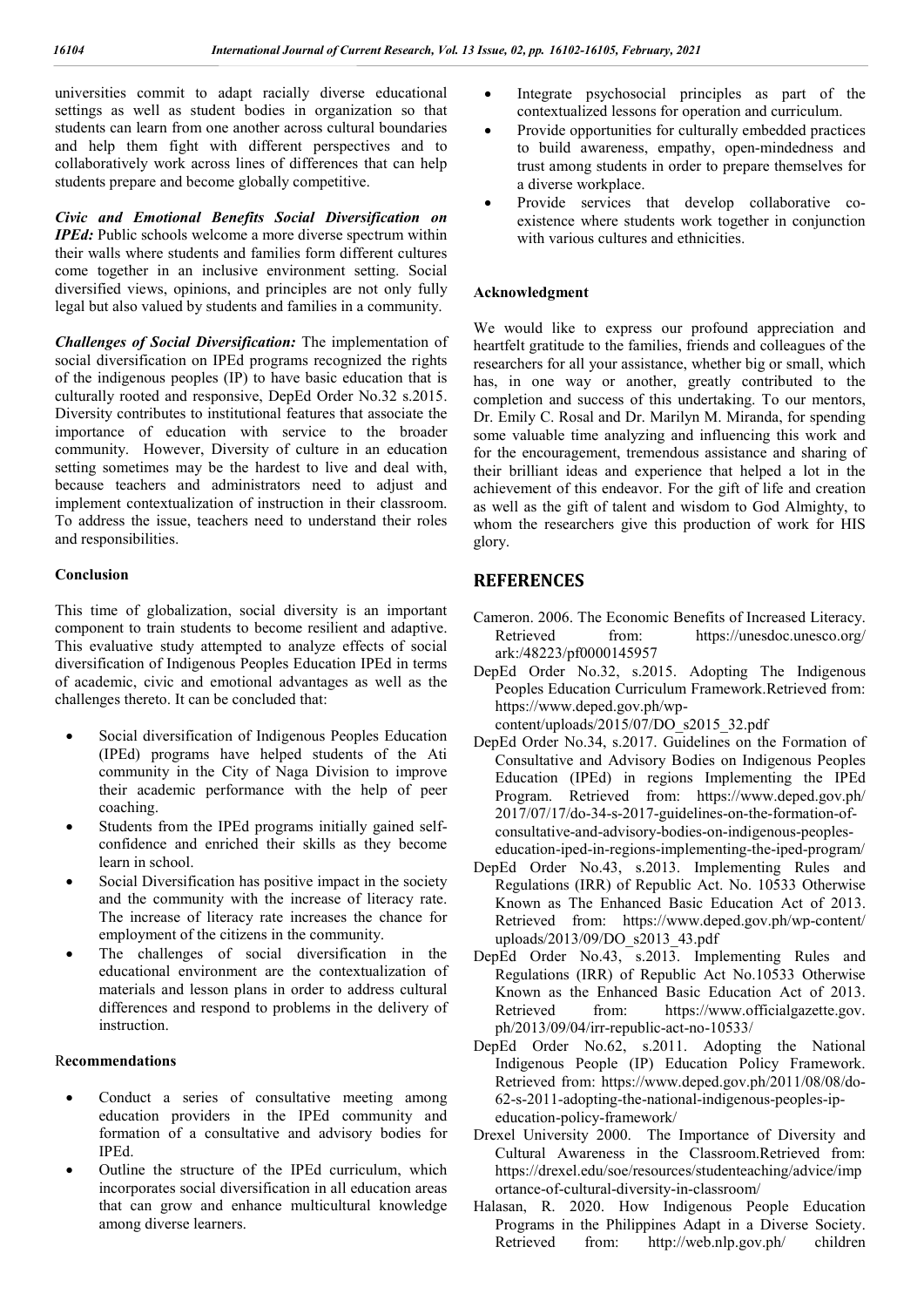universities commit to adapt racially diverse educational settings as well as student bodies in organization so that students can learn from one another across cultural boundaries and help them fight with different perspectives and to collaboratively work across lines of differences that can help students prepare and become globally competitive.

***Civic and Emotional Benefits Social Diversification on IPEd:*** Public schools welcome a more diverse spectrum within their walls where students and families form different cultures come together in an inclusive environment setting. Social diversified views, opinions, and principles are not only fully legal but also valued by students and families in a community.

***Challenges of Social Diversification:*** The implementation of social diversification on IPEd programs recognized the rights of the indigenous peoples (IP) to have basic education that is culturally rooted and responsive, DepEd Order No.32 s.2015. Diversity contributes to institutional features that associate the importance of education with service to the broader community. However, Diversity of culture in an education setting sometimes may be the hardest to live and deal with, because teachers and administrators need to adjust and implement contextualization of instruction in their classroom. To address the issue, teachers need to understand their roles and responsibilities.

## Conclusion

This time of globalization, social diversity is an important component to train students to become resilient and adaptive. This evaluative study attempted to analyze effects of social diversification of Indigenous Peoples Education IPEd in terms of academic, civic and emotional advantages as well as the challenges thereto. It can be concluded that:

- Social diversification of Indigenous Peoples Education (IPEd) programs have helped students of the Ati community in the City of Naga Division to improve their academic performance with the help of peer coaching.
- Students from the IPEd programs initially gained self-confidence and enriched their skills as they become learn in school.
- Social Diversification has positive impact in the society and the community with the increase of literacy rate. The increase of literacy rate increases the chance for employment of the citizens in the community.
- The challenges of social diversification in the educational environment are the contextualization of materials and lesson plans in order to address cultural differences and respond to problems in the delivery of instruction.

## Recommendations

- Conduct a series of consultative meeting among education providers in the IPEd community and formation of a consultative and advisory bodies for IPEd.
- Outline the structure of the IPEd curriculum, which incorporates social diversification in all education areas that can grow and enhance multicultural knowledge among diverse learners.
- Integrate psychosocial principles as part of the contextualized lessons for operation and curriculum.
- Provide opportunities for culturally embedded practices to build awareness, empathy, open-mindedness and trust among students in order to prepare themselves for a diverse workplace.
- Provide services that develop collaborative co-existence where students work together in conjunction with various cultures and ethnicities.

## Acknowledgment

We would like to express our profound appreciation and heartfelt gratitude to the families, friends and colleagues of the researchers for all your assistance, whether big or small, which has, in one way or another, greatly contributed to the completion and success of this undertaking. To our mentors, Dr. Emily C. Rosal and Dr. Marilyn M. Miranda, for spending some valuable time analyzing and influencing this work and for the encouragement, tremendous assistance and sharing of their brilliant ideas and experience that helped a lot in the achievement of this endeavor. For the gift of life and creation as well as the gift of talent and wisdom to God Almighty, to whom the researchers give this production of work for HIS glory.

# REFERENCES

Cameron. 2006. The Economic Benefits of Increased Literacy. Retrieved from: https://unesdoc.unesco.org/ark:/48223/pf0000145957

DepEd Order No.32, s.2015. Adopting The Indigenous Peoples Education Curriculum Framework.Retrieved from: https://www.deped.gov.ph/wp-content/uploads/2015/07/DO_s2015_32.pdf

DepEd Order No.34, s.2017. Guidelines on the Formation of Consultative and Advisory Bodies on Indigenous Peoples Education (IPEd) in regions Implementing the IPEd Program. Retrieved from: https://www.deped.gov.ph/2017/07/17/do-34-s-2017-guidelines-on-the-formation-of-consultative-and-advisory-bodies-on-indigenous-peoples-education-iped-in-regions-implementing-the-iped-program/

DepEd Order No.43, s.2013. Implementing Rules and Regulations (IRR) of Republic Act. No. 10533 Otherwise Known as The Enhanced Basic Education Act of 2013. Retrieved from: https://www.deped.gov.ph/wp-content/uploads/2013/09/DO_s2013_43.pdf

DepEd Order No.43, s.2013. Implementing Rules and Regulations (IRR) of Republic Act No.10533 Otherwise Known as the Enhanced Basic Education Act of 2013. Retrieved from: https://www.officialgazette.gov.ph/2013/09/04/irr-republic-act-no-10533/

DepEd Order No.62, s.2011. Adopting the National Indigenous People (IP) Education Policy Framework. Retrieved from: https://www.deped.gov.ph/2011/08/08/do-62-s-2011-adopting-the-national-indigenous-peoples-ip-education-policy-framework/

Drexel University 2000. The Importance of Diversity and Cultural Awareness in the Classroom.Retrieved from: https://drexel.edu/soe/resources/studentteaching/advice/importance-of-cultural-diversity-in-classroom/

Halasan, R. 2020. How Indigenous People Education Programs in the Philippines Adapt in a Diverse Society. Retrieved from: http://web.nlp.gov.ph/ children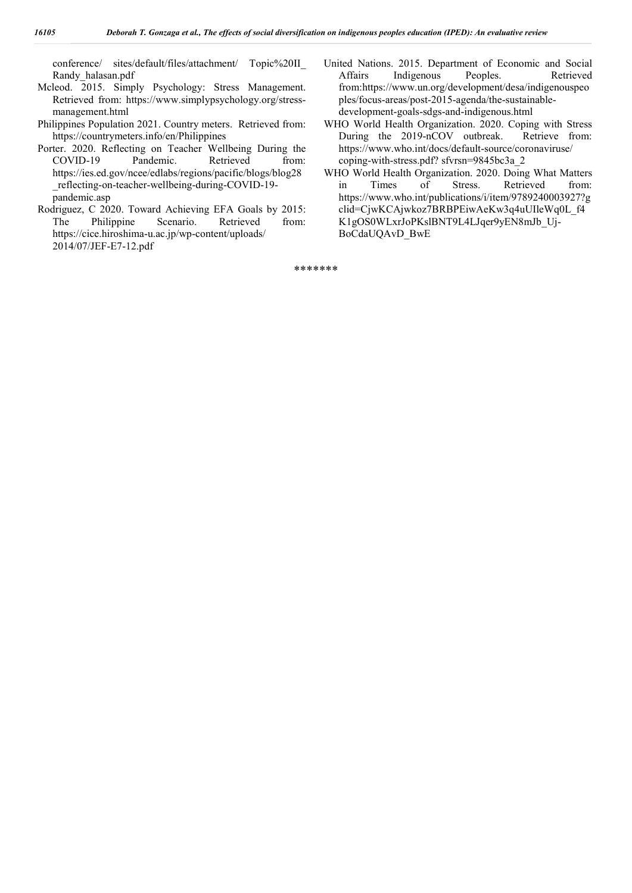conference/ sites/default/files/attachment/ Topic%20II_ Randy_halasan.pdf

Mcleod. 2015. Simply Psychology: Stress Management. Retrieved from: https://www.simplypsychology.org/stress-management.html

Philippines Population 2021. Country meters. Retrieved from: https://countrymeters.info/en/Philippines

Porter. 2020. Reflecting on Teacher Wellbeing During the COVID-19 Pandemic. Retrieved from: https://ies.ed.gov/ncee/edlabs/regions/pacific/blogs/blog28_reflecting-on-teacher-wellbeing-during-COVID-19-pandemic.asp

Rodriguez, C 2020. Toward Achieving EFA Goals by 2015: The Philippine Scenario. Retrieved from: https://cice.hiroshima-u.ac.jp/wp-content/uploads/2014/07/JEF-E7-12.pdf

United Nations. 2015. Department of Economic and Social Affairs Indigenous Peoples. Retrieved from:https://www.un.org/development/desa/indigenouspeoples/focus-areas/post-2015-agenda/the-sustainable-development-goals-sdgs-and-indigenous.html

WHO World Health Organization. 2020. Coping with Stress During the 2019-nCOV outbreak. Retrieve from: https://www.who.int/docs/default-source/coronaviruse/coping-with-stress.pdf? sfvrsn=9845bc3a_2

WHO World Health Organization. 2020. Doing What Matters in Times of Stress. Retrieved from: https://www.who.int/publications/i/item/9789240003927?gclid=CjwKCAjwkoz7BRBPEiwAeKw3q4uUIleWq0L_f4K1gOS0WLxrJoPKslBNT9L4LJqer9yEN8mJb_Uj-BoCdaUQAvD_BwE

*******